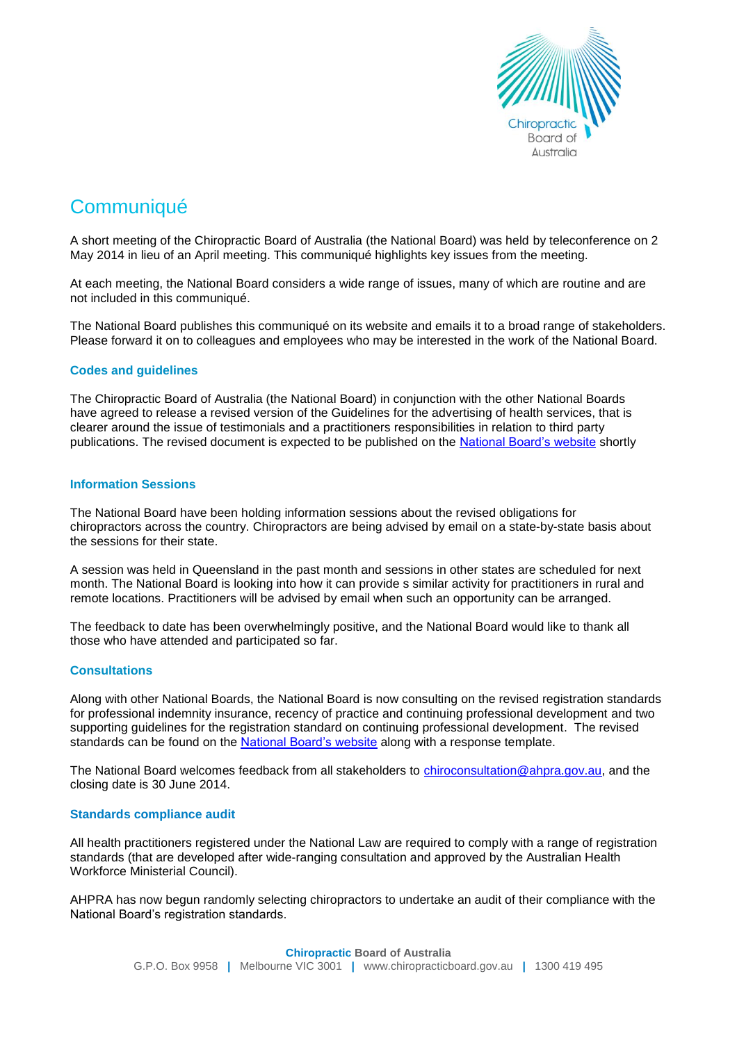# Communiqué

A short meeting of the Chiropractic Board of Australia (the National Board) was held by teleconference on 2 May 2014 in lieu of an April meeting. This communiqué highlights key issues from the meeting.

At each meeting, the National Board considers a wide range of issues, many of which are routine and are not included in this communiqué.

The National Board publishes this communiqué on its website and emails it to a broad range of stakeholders. Please forward it on to colleagues and employees who may be interested in the work of the National Board.

### Codes and guidelines

The Chiropractic Board of Australia (the National Board) in conjunction with the other National Boards have agreed to release a revised version of the Guidelines for the advertising of health services, that is clearer around the issue of testimonials and a practitioners responsibilities in relation to third party publications. The revised document is expected to be published on the National Board's website shortly

### Information Sessions

The National Board have been holding information sessions about the revised obligations for chiropractors across the country. Chiropractors are being advised by email on a state-by-state basis about the sessions for their state.

A session was held in Queensland in the past month and sessions in other states are scheduled for next month. The National Board is looking into how it can provide s similar activity for practitioners in rural and remote locations. Practitioners will be advised by email when such an opportunity can be arranged.

The feedback to date has been overwhelmingly positive, and the National Board would like to thank all those who have attended and participated so far.

### Consultations

Along with other National Boards, the National Board is now consulting on the revised registration standards for professional indemnity insurance, recency of practice and continuing professional development and two supporting guidelines for the registration standard on continuing professional development. The revised standards can be found on the National Board's website along with a response template.

The National Board welcomes feedback from all stakeholders to chiroconsultation@ahpra.gov.au, and the closing date is 30 June 2014.

### Standards compliance audit

All health practitioners registered under the National Law are required to comply with a range of registration standards (that are developed after wide-ranging consultation and approved by the Australian Health Workforce Ministerial Council).

AHPRA has now begun randomly selecting chiropractors to undertake an audit of their compliance with the National Board's registration standards.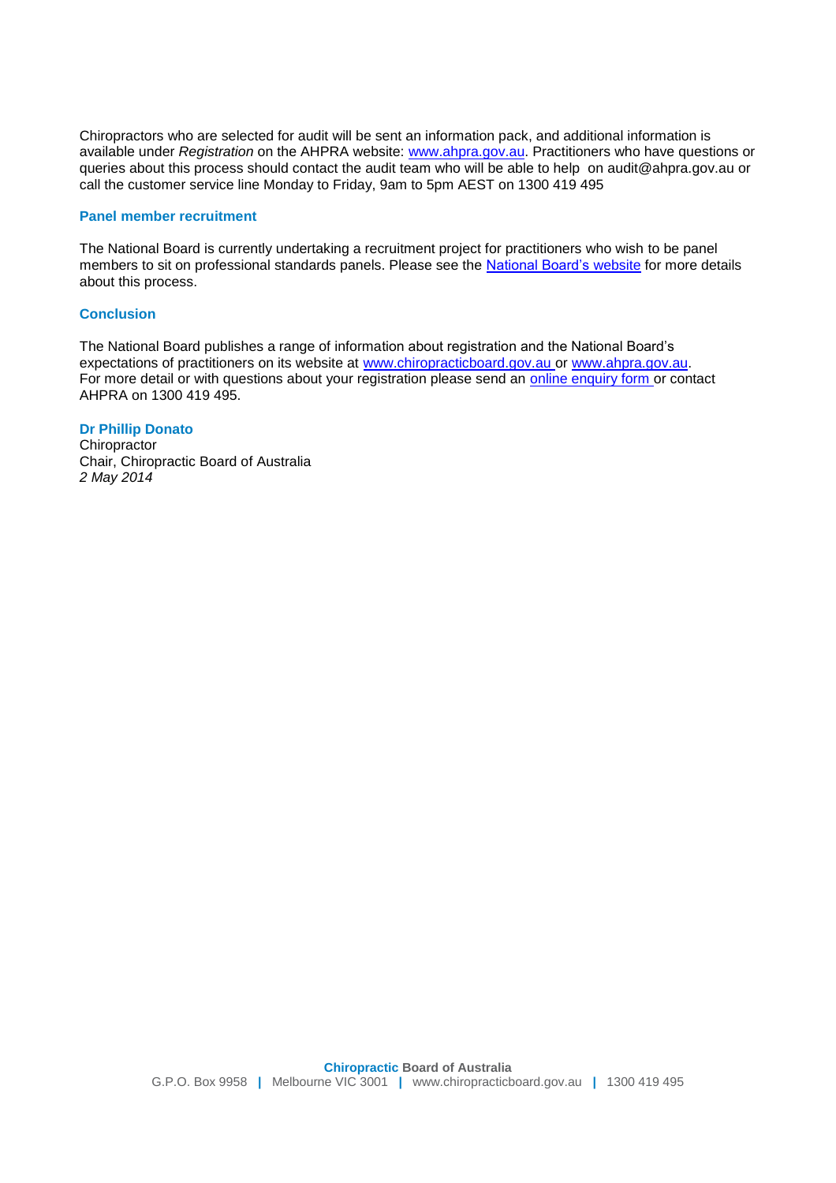Chiropractors who are selected for audit will be sent an information pack, and additional information is available under *Registration* on the AHPRA website: [www.ahpra.gov.au](www.ahpra.gov.au). Practitioners who have questions or queries about this process should contact the audit team who will be able to help on audit@ahpra.gov.au or call the customer service line Monday to Friday, 9am to 5pm AEST on 1300 419 495

## Panel member recruitment

The National Board is currently undertaking a recruitment project for practitioners who wish to be panel members to sit on professional standards panels. Please see the National Board's website for more details about this process.

## Conclusion

The National Board publishes a range of information about registration and the National Board's expectations of practitioners on its website at www.chiropracticboard.gov.au or www.ahpra.gov.au. For more detail or with questions about your registration please send an online enquiry form or contact AHPRA on 1300 419 495.

**Dr Phillip Donato**
Chiropractor
Chair, Chiropractic Board of Australia
*2 May 2014*